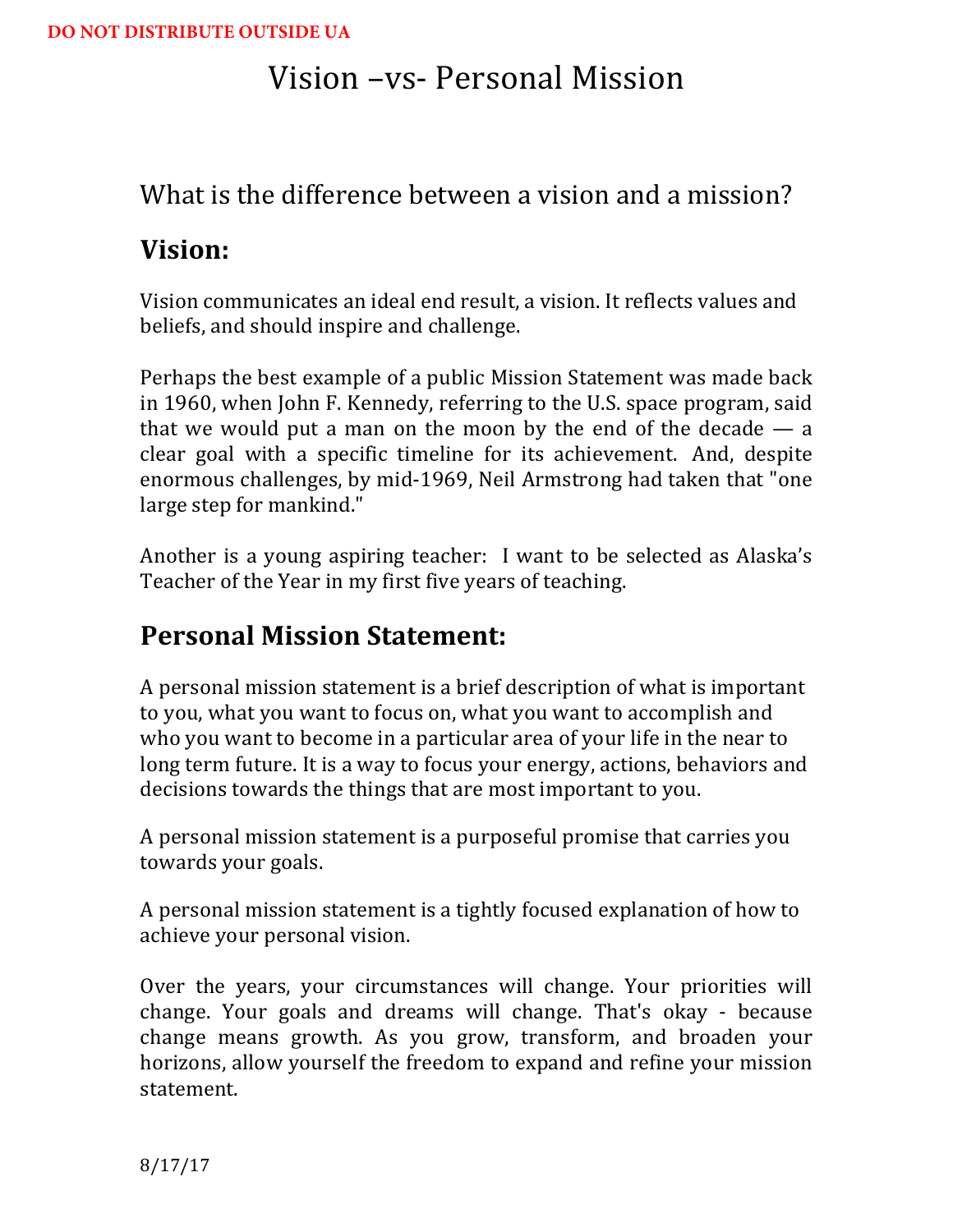DO NOT DISTRIBUTE OUTSIDE UA

# Vision –vs- Personal Mission

## What is the difference between a vision and a mission?

## Vision:

Vision communicates an ideal end result, a vision. It reflects values and beliefs, and should inspire and challenge.

Perhaps the best example of a public Mission Statement was made back in 1960, when John F. Kennedy, referring to the U.S. space program, said that we would put a man on the moon by the end of the decade — a clear goal with a specific timeline for its achievement. And, despite enormous challenges, by mid-1969, Neil Armstrong had taken that "one large step for mankind."

Another is a young aspiring teacher: I want to be selected as Alaska's Teacher of the Year in my first five years of teaching.

## Personal Mission Statement:

A personal mission statement is a brief description of what is important to you, what you want to focus on, what you want to accomplish and who you want to become in a particular area of your life in the near to long term future. It is a way to focus your energy, actions, behaviors and decisions towards the things that are most important to you.

A personal mission statement is a purposeful promise that carries you towards your goals.

A personal mission statement is a tightly focused explanation of how to achieve your personal vision.

Over the years, your circumstances will change. Your priorities will change. Your goals and dreams will change. That's okay - because change means growth. As you grow, transform, and broaden your horizons, allow yourself the freedom to expand and refine your mission statement.

8/17/17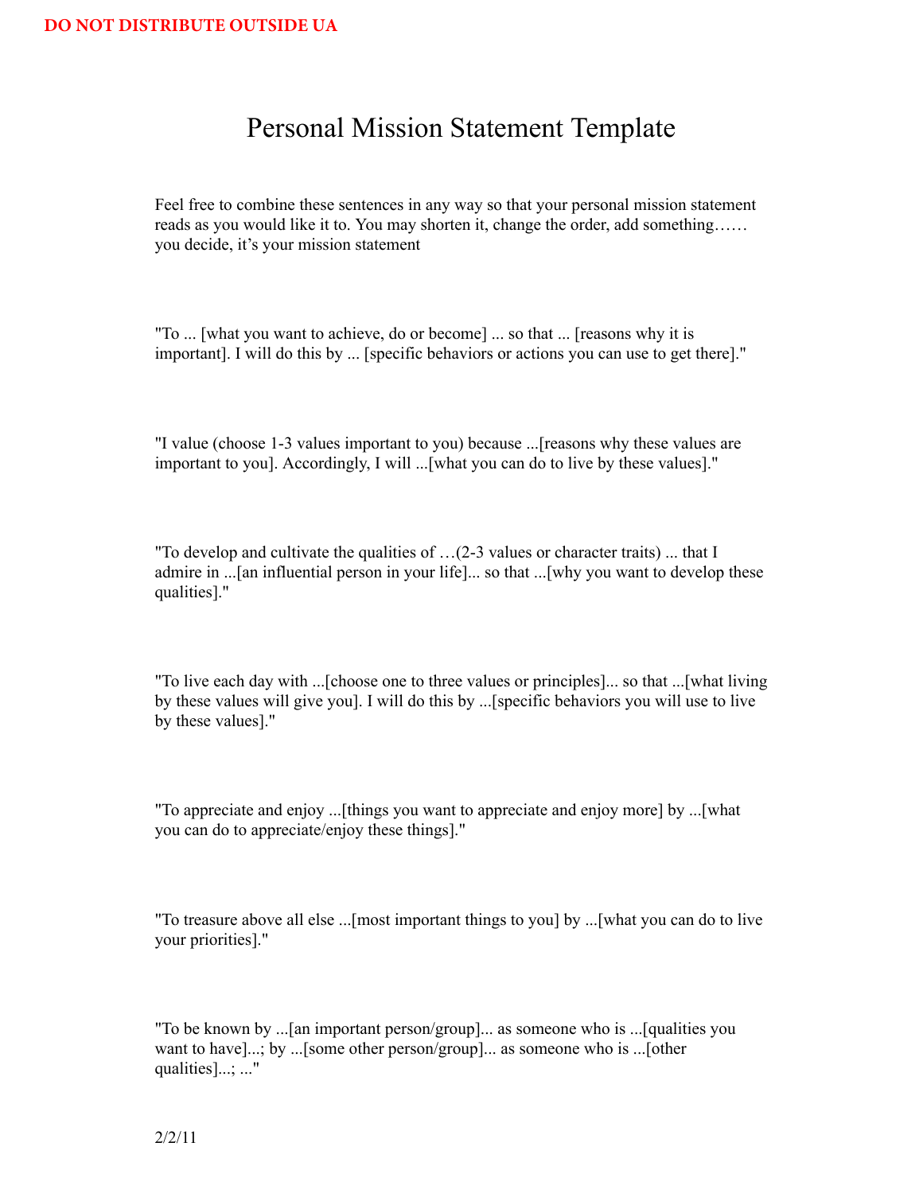DO NOT DISTRIBUTE OUTSIDE UA

# Personal Mission Statement Template

Feel free to combine these sentences in any way so that your personal mission statement reads as you would like it to. You may shorten it, change the order, add something…… you decide, it's your mission statement

"To ... [what you want to achieve, do or become] ... so that ... [reasons why it is important]. I will do this by ... [specific behaviors or actions you can use to get there]."

"I value (choose 1-3 values important to you) because ...[reasons why these values are important to you]. Accordingly, I will ...[what you can do to live by these values]."

"To develop and cultivate the qualities of …(2-3 values or character traits) ... that I admire in ...[an influential person in your life]... so that ...[why you want to develop these qualities]."

"To live each day with ...[choose one to three values or principles]... so that ...[what living by these values will give you]. I will do this by ...[specific behaviors you will use to live by these values]."

"To appreciate and enjoy ...[things you want to appreciate and enjoy more] by ...[what you can do to appreciate/enjoy these things]."

"To treasure above all else ...[most important things to you] by ...[what you can do to live your priorities]."

"To be known by ...[an important person/group]... as someone who is ...[qualities you want to have]...; by ...[some other person/group]... as someone who is ...[other qualities]...; ..."

2/2/11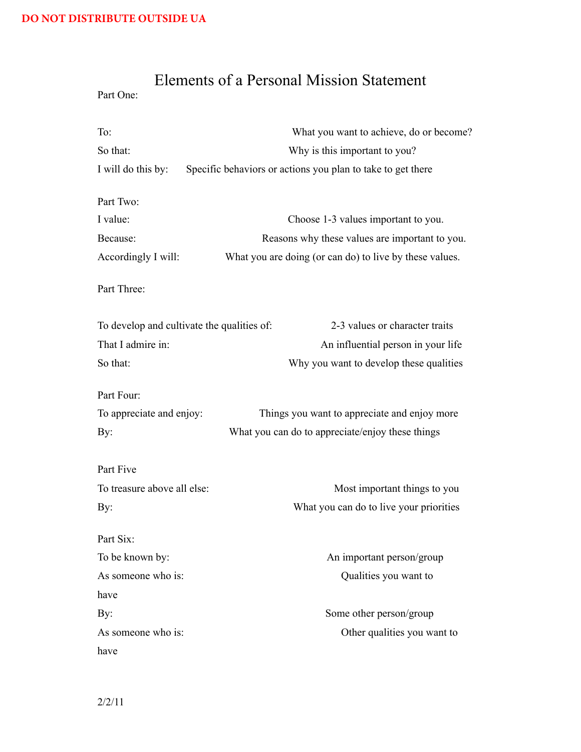DO NOT DISTRIBUTE OUTSIDE UA

# Elements of a Personal Mission Statement

Part One:

| | |
|---|---|
| To: | What you want to achieve, do or become? |
| So that: | Why is this important to you? |
| I will do this by: | Specific behaviors or actions you plan to take to get there |

Part Two:

| | |
|---|---|
| I value: | Choose 1-3 values important to you. |
| Because: | Reasons why these values are important to you. |
| Accordingly I will: | What you are doing (or can do) to live by these values. |

Part Three:

| | |
|---|---|
| To develop and cultivate the qualities of: | 2-3 values or character traits |
| That I admire in: | An influential person in your life |
| So that: | Why you want to develop these qualities |

Part Four:

| | |
|---|---|
| To appreciate and enjoy: | Things you want to appreciate and enjoy more |
| By: | What you can do to appreciate/enjoy these things |

Part Five

| | |
|---|---|
| To treasure above all else: | Most important things to you |
| By: | What you can do to live your priorities |

Part Six:

| | |
|---|---|
| To be known by: | An important person/group |
| As someone who is: | Qualities you want to have |
| By: | Some other person/group |
| As someone who is: | Other qualities you want to have |

2/2/11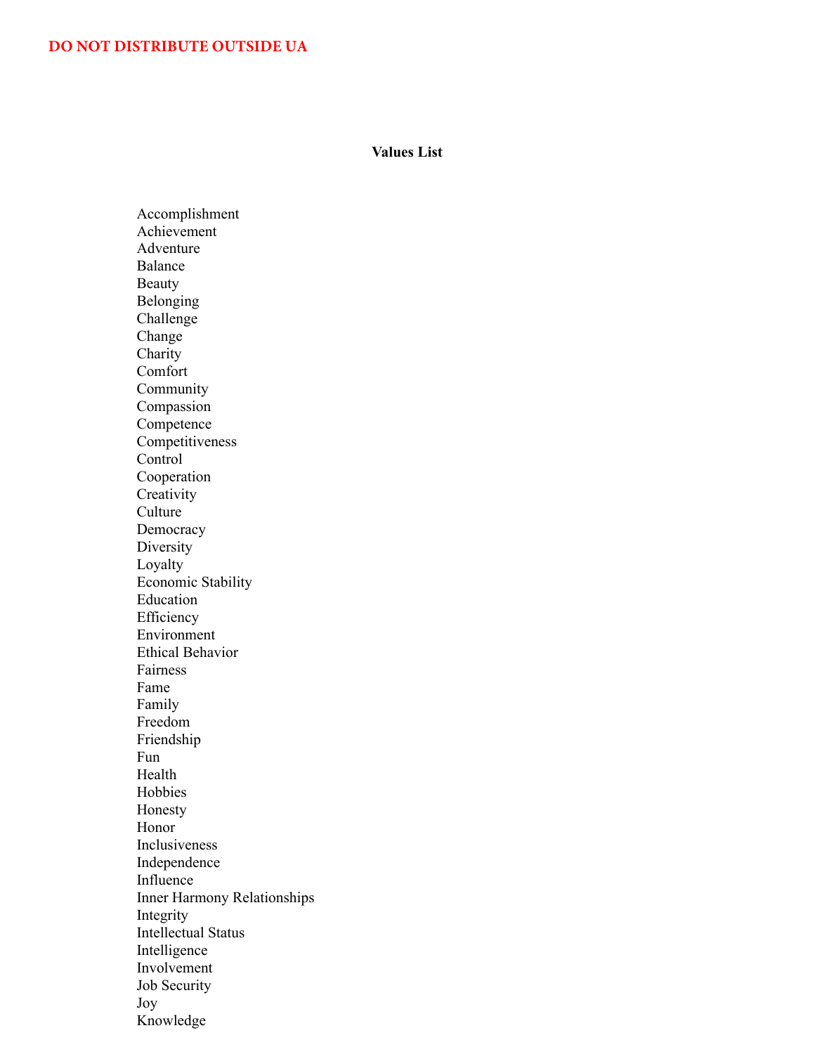DO NOT DISTRIBUTE OUTSIDE UA

**Values List**

Accomplishment
Achievement
Adventure
Balance
Beauty
Belonging
Challenge
Change
Charity
Comfort
Community
Compassion
Competence
Competitiveness
Control
Cooperation
Creativity
Culture
Democracy
Diversity
Loyalty
Economic Stability
Education
Efficiency
Environment
Ethical Behavior
Fairness
Fame
Family
Freedom
Friendship
Fun
Health
Hobbies
Honesty
Honor
Inclusiveness
Independence
Influence
Inner Harmony Relationships
Integrity
Intellectual Status
Intelligence
Involvement
Job Security
Joy
Knowledge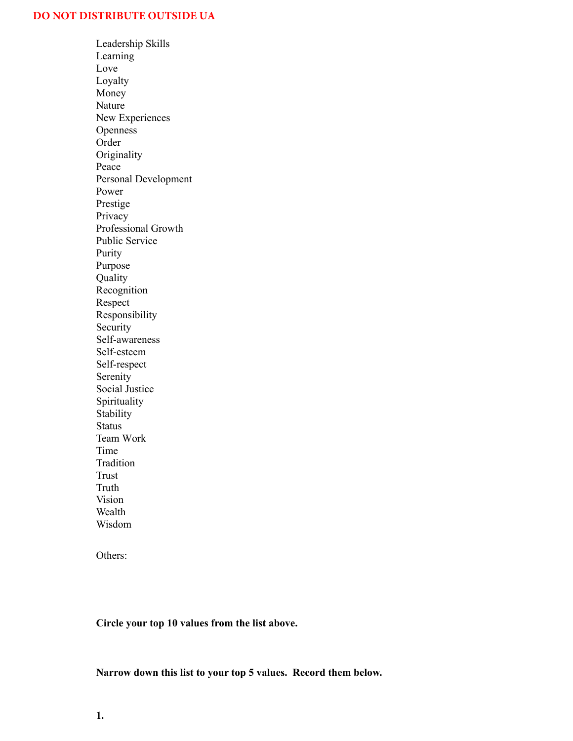**DO NOT DISTRIBUTE OUTSIDE UA**

Leadership Skills
Learning
Love
Loyalty
Money
Nature
New Experiences
Openness
Order
Originality
Peace
Personal Development
Power
Prestige
Privacy
Professional Growth
Public Service
Purity
Purpose
Quality
Recognition
Respect
Responsibility
Security
Self-awareness
Self-esteem
Self-respect
Serenity
Social Justice
Spirituality
Stability
Status
Team Work
Time
Tradition
Trust
Truth
Vision
Wealth
Wisdom

Others:

**Circle your top 10 values from the list above.**

**Narrow down this list to your top 5 values. Record them below.**

**1.**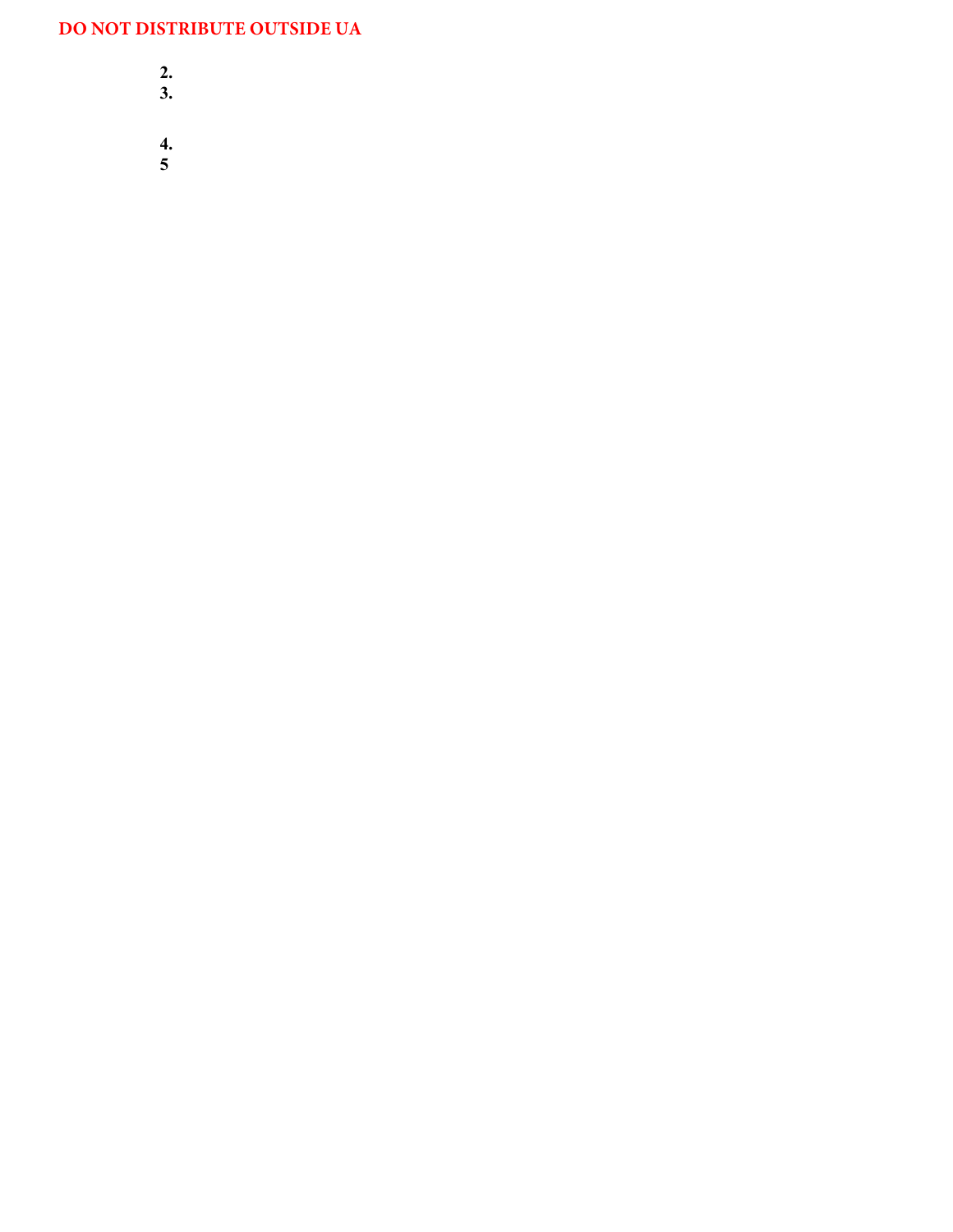**DO NOT DISTRIBUTE OUTSIDE UA**

**2.**

**3.**

**4.**

**5**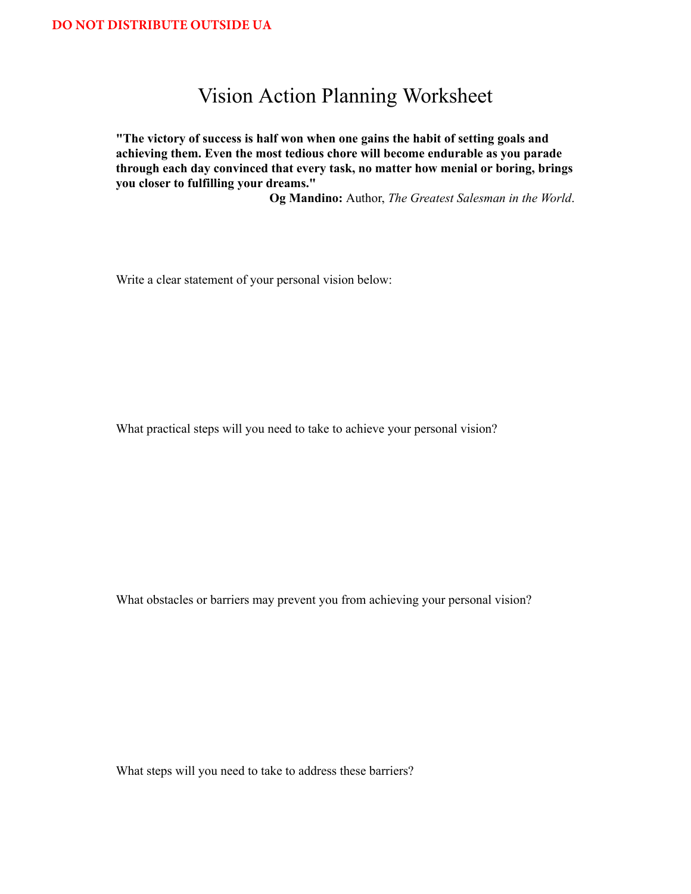**DO NOT DISTRIBUTE OUTSIDE UA**

# Vision Action Planning Worksheet

**"The victory of success is half won when one gains the habit of setting goals and achieving them. Even the most tedious chore will become endurable as you parade through each day convinced that every task, no matter how menial or boring, brings you closer to fulfilling your dreams."**

**Og Mandino:** Author, *The Greatest Salesman in the World*.

Write a clear statement of your personal vision below:

What practical steps will you need to take to achieve your personal vision?

What obstacles or barriers may prevent you from achieving your personal vision?

What steps will you need to take to address these barriers?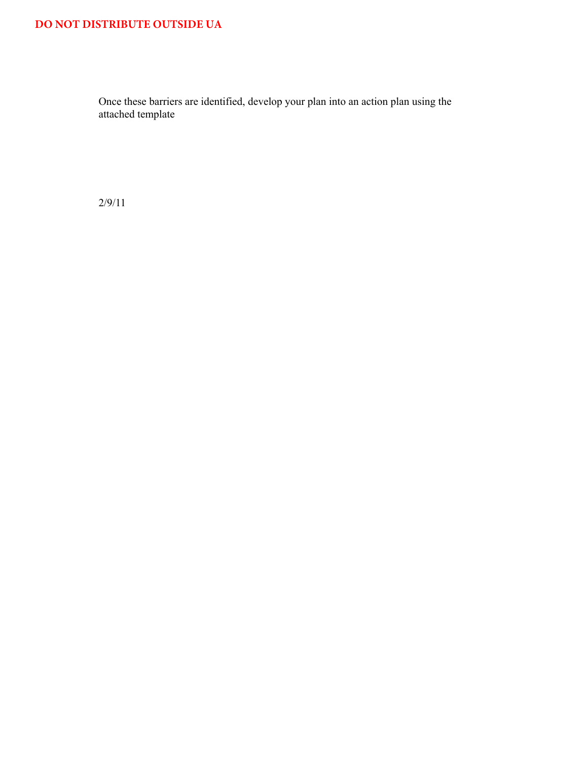Once these barriers are identified, develop your plan into an action plan using the attached template

2/9/11